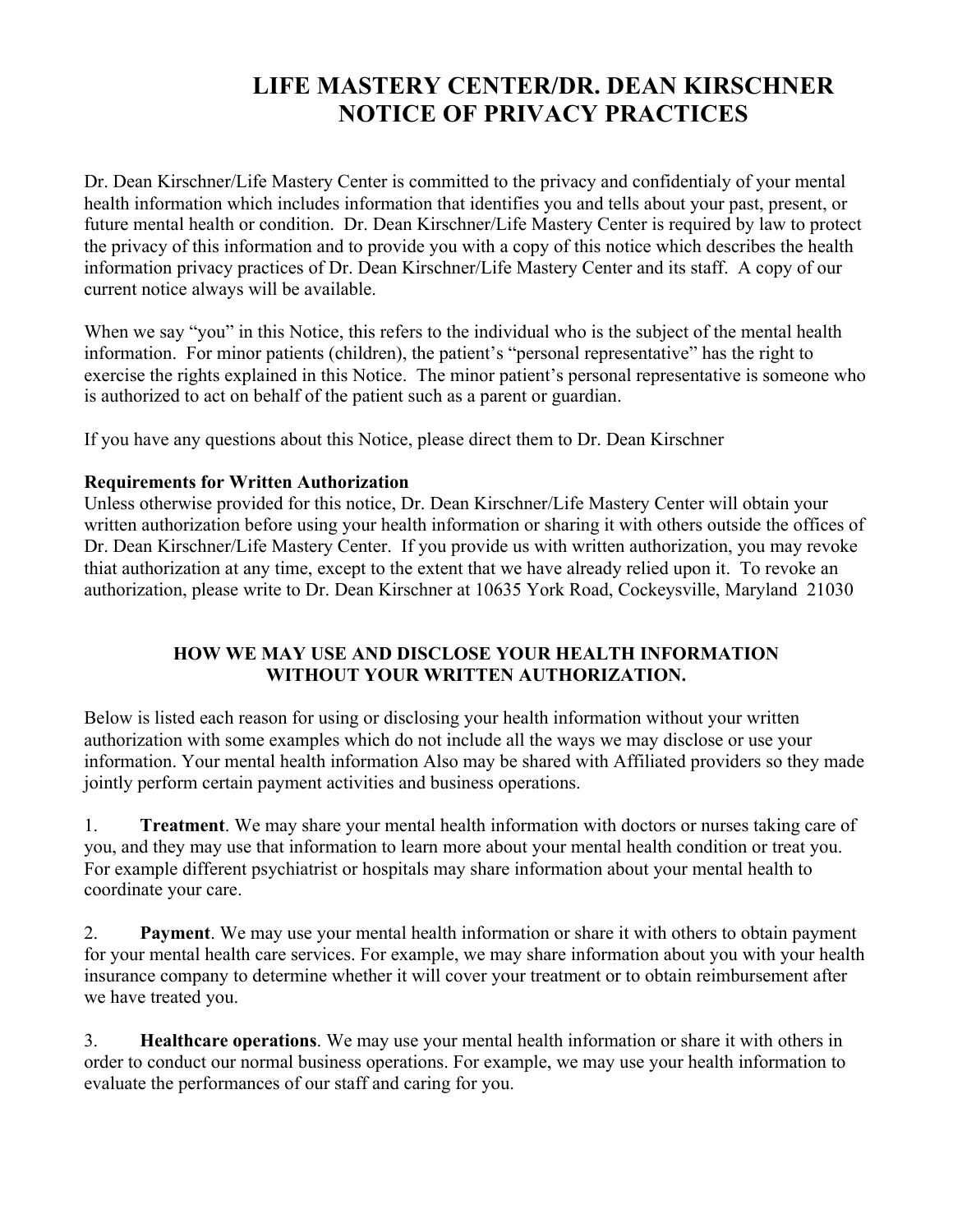# LIFE MASTERY CENTER/DR. DEAN KIRSCHNER NOTICE OF PRIVACY PRACTICES

Dr. Dean Kirschner/Life Mastery Center is committed to the privacy and confidentialy of your mental health information which includes information that identifies you and tells about your past, present, or future mental health or condition. Dr. Dean Kirschner/Life Mastery Center is required by law to protect the privacy of this information and to provide you with a copy of this notice which describes the health information privacy practices of Dr. Dean Kirschner/Life Mastery Center and its staff. A copy of our current notice always will be available.

When we say "you" in this Notice, this refers to the individual who is the subject of the mental health information. For minor patients (children), the patient's "personal representative" has the right to exercise the rights explained in this Notice. The minor patient's personal representative is someone who is authorized to act on behalf of the patient such as a parent or guardian.

If you have any questions about this Notice, please direct them to Dr. Dean Kirschner

**Requirements for Written Authorization**

Unless otherwise provided for this notice, Dr. Dean Kirschner/Life Mastery Center will obtain your written authorization before using your health information or sharing it with others outside the offices of Dr. Dean Kirschner/Life Mastery Center. If you provide us with written authorization, you may revoke thiat authorization at any time, except to the extent that we have already relied upon it. To revoke an authorization, please write to Dr. Dean Kirschner at 10635 York Road, Cockeysville, Maryland 21030

## HOW WE MAY USE AND DISCLOSE YOUR HEALTH INFORMATION WITHOUT YOUR WRITTEN AUTHORIZATION.

Below is listed each reason for using or disclosing your health information without your written authorization with some examples which do not include all the ways we may disclose or use your information. Your mental health information Also may be shared with Affiliated providers so they made jointly perform certain payment activities and business operations.

1. **Treatment**. We may share your mental health information with doctors or nurses taking care of you, and they may use that information to learn more about your mental health condition or treat you. For example different psychiatrist or hospitals may share information about your mental health to coordinate your care.

2. **Payment**. We may use your mental health information or share it with others to obtain payment for your mental health care services. For example, we may share information about you with your health insurance company to determine whether it will cover your treatment or to obtain reimbursement after we have treated you.

3. **Healthcare operations**. We may use your mental health information or share it with others in order to conduct our normal business operations. For example, we may use your health information to evaluate the performances of our staff and caring for you.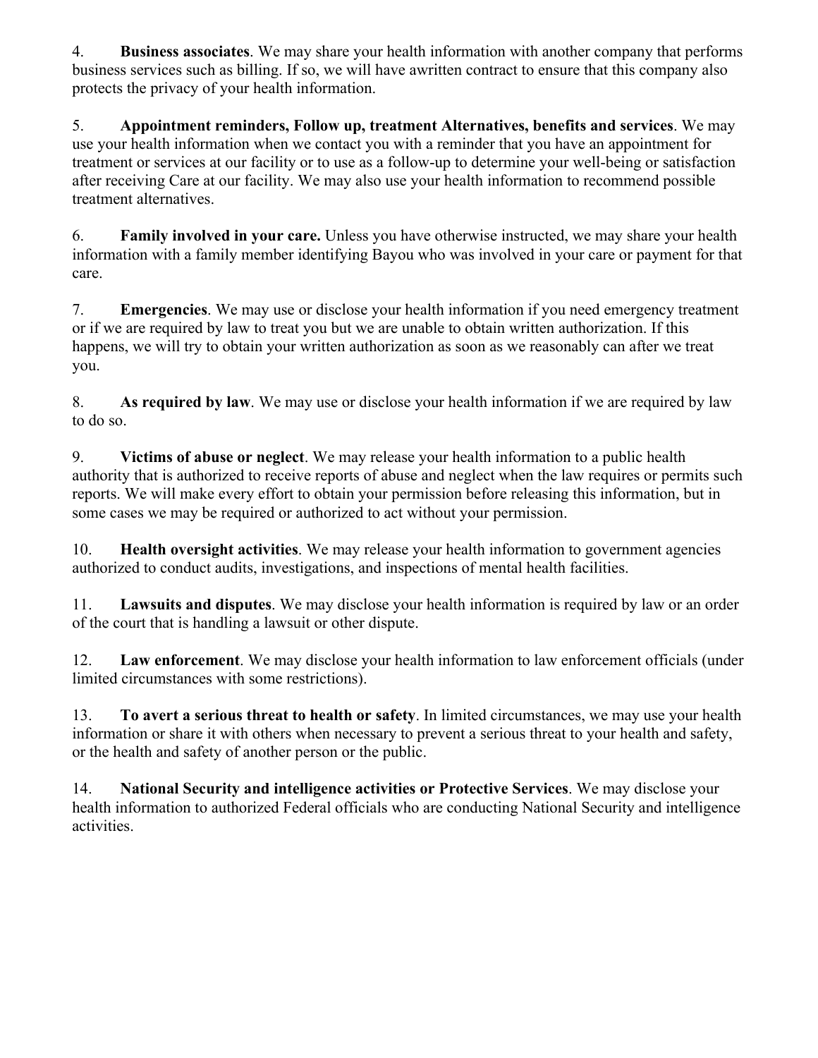4. **Business associates**. We may share your health information with another company that performs business services such as billing. If so, we will have awritten contract to ensure that this company also protects the privacy of your health information.

5. **Appointment reminders, Follow up, treatment Alternatives, benefits and services**. We may use your health information when we contact you with a reminder that you have an appointment for treatment or services at our facility or to use as a follow-up to determine your well-being or satisfaction after receiving Care at our facility. We may also use your health information to recommend possible treatment alternatives.

6. **Family involved in your care.** Unless you have otherwise instructed, we may share your health information with a family member identifying Bayou who was involved in your care or payment for that care.

7. **Emergencies**. We may use or disclose your health information if you need emergency treatment or if we are required by law to treat you but we are unable to obtain written authorization. If this happens, we will try to obtain your written authorization as soon as we reasonably can after we treat you.

8. **As required by law**. We may use or disclose your health information if we are required by law to do so.

9. **Victims of abuse or neglect**. We may release your health information to a public health authority that is authorized to receive reports of abuse and neglect when the law requires or permits such reports. We will make every effort to obtain your permission before releasing this information, but in some cases we may be required or authorized to act without your permission.

10. **Health oversight activities**. We may release your health information to government agencies authorized to conduct audits, investigations, and inspections of mental health facilities.

11. **Lawsuits and disputes**. We may disclose your health information is required by law or an order of the court that is handling a lawsuit or other dispute.

12. **Law enforcement**. We may disclose your health information to law enforcement officials (under limited circumstances with some restrictions).

13. **To avert a serious threat to health or safety**. In limited circumstances, we may use your health information or share it with others when necessary to prevent a serious threat to your health and safety, or the health and safety of another person or the public.

14. **National Security and intelligence activities or Protective Services**. We may disclose your health information to authorized Federal officials who are conducting National Security and intelligence activities.